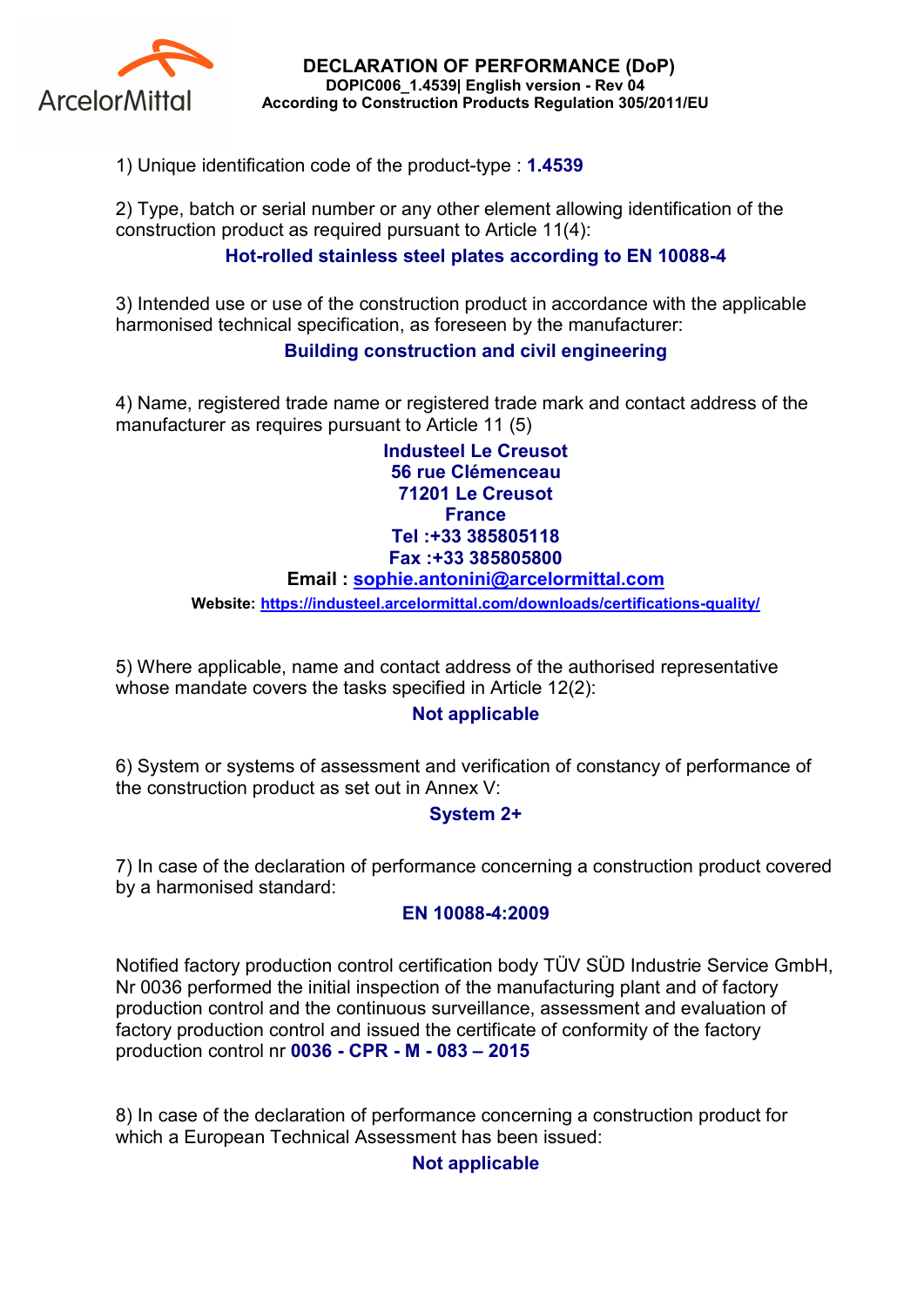ArcelorMittal

# DECLARATION OF PERFORMANCE (DoP)

**DOPIC006_1.4539| English version - Rev 04**

**According to Construction Products Regulation 305/2011/EU**

1) Unique identification code of the product-type : **1.4539**

2) Type, batch or serial number or any other element allowing identification of the construction product as required pursuant to Article 11(4):

**Hot-rolled stainless steel plates according to EN 10088-4**

3) Intended use or use of the construction product in accordance with the applicable harmonised technical specification, as foreseen by the manufacturer:

**Building construction and civil engineering**

4) Name, registered trade name or registered trade mark and contact address of the manufacturer as requires pursuant to Article 11 (5)

**Industeel Le Creusot**
**56 rue Clémenceau**
**71201 Le Creusot**
**France**
**Tel :+33 385805118**
**Fax :+33 385805800**
**Email : sophie.antonini@arcelormittal.com**
**Website: https://industeel.arcelormittal.com/downloads/certifications-quality/**

5) Where applicable, name and contact address of the authorised representative whose mandate covers the tasks specified in Article 12(2):

**Not applicable**

6) System or systems of assessment and verification of constancy of performance of the construction product as set out in Annex V:

**System 2+**

7) In case of the declaration of performance concerning a construction product covered by a harmonised standard:

**EN 10088-4:2009**

Notified factory production control certification body TÜV SÜD Industrie Service GmbH, Nr 0036 performed the initial inspection of the manufacturing plant and of factory production control and the continuous surveillance, assessment and evaluation of factory production control and issued the certificate of conformity of the factory production control nr **0036 - CPR - M - 083 – 2015**

8) In case of the declaration of performance concerning a construction product for which a European Technical Assessment has been issued:

**Not applicable**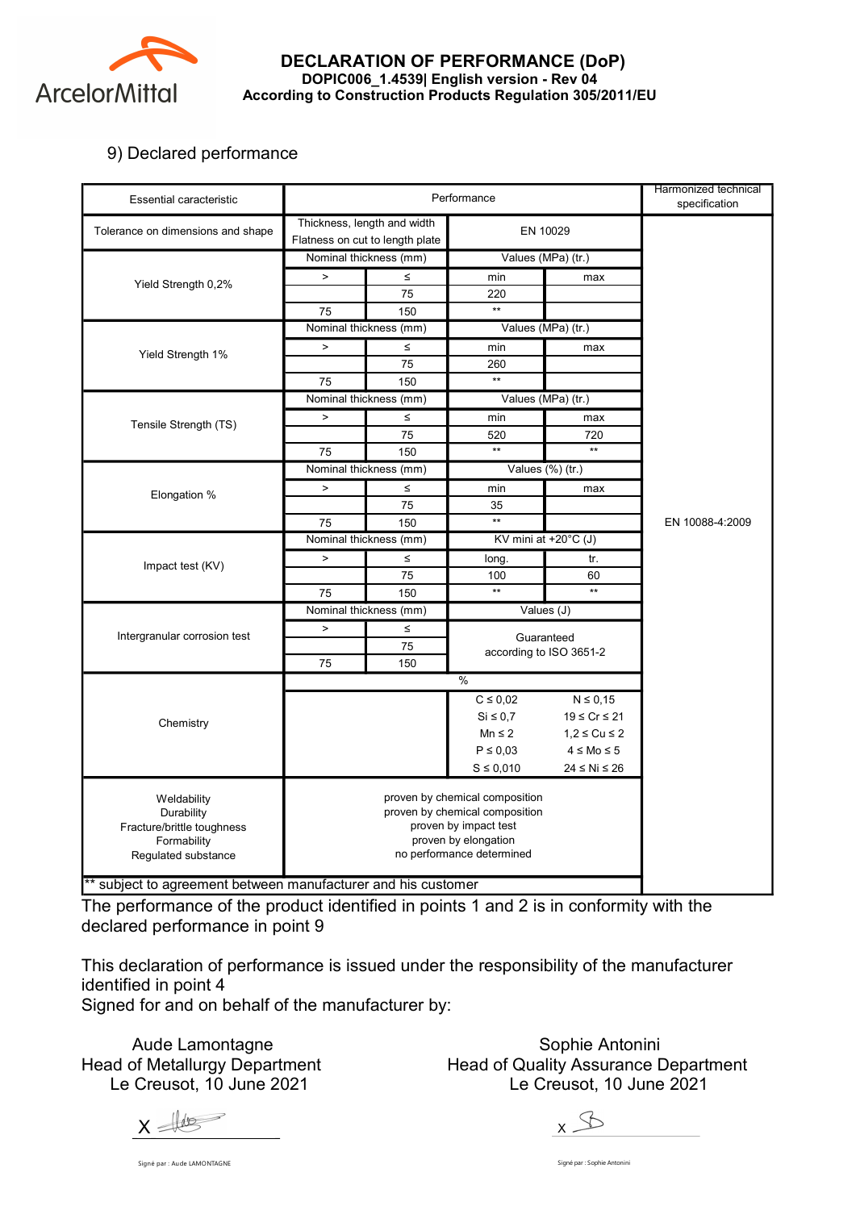# DECLARATION OF PERFORMANCE (DoP)
**DOPIC006_1.4539| English version - Rev 04**
**According to Construction Products Regulation 305/2011/EU**

## 9) Declared performance

| Essential caracteristic | Performance | | | | Harmonized technical specification |
|---|---|---|---|---|---|
| Tolerance on dimensions and shape | Thickness, length and width Flatness on cut to length plate | | EN 10029 | | EN 10088-4:2009 |
| Yield Strength 0,2% | Nominal thickness (mm) | | Values (MPa) (tr.) | | |
| | > | ≤ | min | max | |
| | | 75 | 220 | | |
| | 75 | 150 | ** | | |
| Yield Strength 1% | Nominal thickness (mm) | | Values (MPa) (tr.) | | |
| | > | ≤ | min | max | |
| | | 75 | 260 | | |
| | 75 | 150 | ** | | |
| Tensile Strength (TS) | Nominal thickness (mm) | | Values (MPa) (tr.) | | |
| | > | ≤ | min | max | |
| | | 75 | 520 | 720 | |
| | 75 | 150 | ** | ** | |
| Elongation % | Nominal thickness (mm) | | Values (%) (tr.) | | |
| | > | ≤ | min | max | |
| | | 75 | 35 | | |
| | 75 | 150 | ** | | |
| Impact test (KV) | Nominal thickness (mm) | | KV mini at +20°C (J) | | |
| | > | ≤ | long. | tr. | |
| | | 75 | 100 | 60 | |
| | 75 | 150 | ** | ** | |
| Intergranular corrosion test | Nominal thickness (mm) | | Values (J) | | |
| | > | ≤ | Guaranteed according to ISO 3651-2 | | |
| | | 75 | | | |
| | 75 | 150 | | | |
| Chemistry | % | | | | |
| | | | C ≤ 0,02 | N ≤ 0,15 | |
| | | | Si ≤ 0,7 | 19 ≤ Cr ≤ 21 | |
| | | | Mn ≤ 2 | 1,2 ≤ Cu ≤ 2 | |
| | | | P ≤ 0,03 | 4 ≤ Mo ≤ 5 | |
| | | | S ≤ 0,010 | 24 ≤ Ni ≤ 26 | |
| Weldability<br>Durability<br>Fracture/brittle toughness<br>Formability<br>Regulated substance | proven by chemical composition<br>proven by chemical composition<br>proven by impact test<br>proven by elongation<br>no performance determined | | | | |

** subject to agreement between manufacturer and his customer

The performance of the product identified in points 1 and 2 is in conformity with the declared performance in point 9

This declaration of performance is issued under the responsibility of the manufacturer identified in point 4

Signed for and on behalf of the manufacturer by:

Aude Lamontagne
Head of Metallurgy Department
Le Creusot, 10 June 2021

X

Signé par : Aude LAMONTAGNE

Sophie Antonini
Head of Quality Assurance Department
Le Creusot, 10 June 2021

X

Signé par : Sophie Antonini